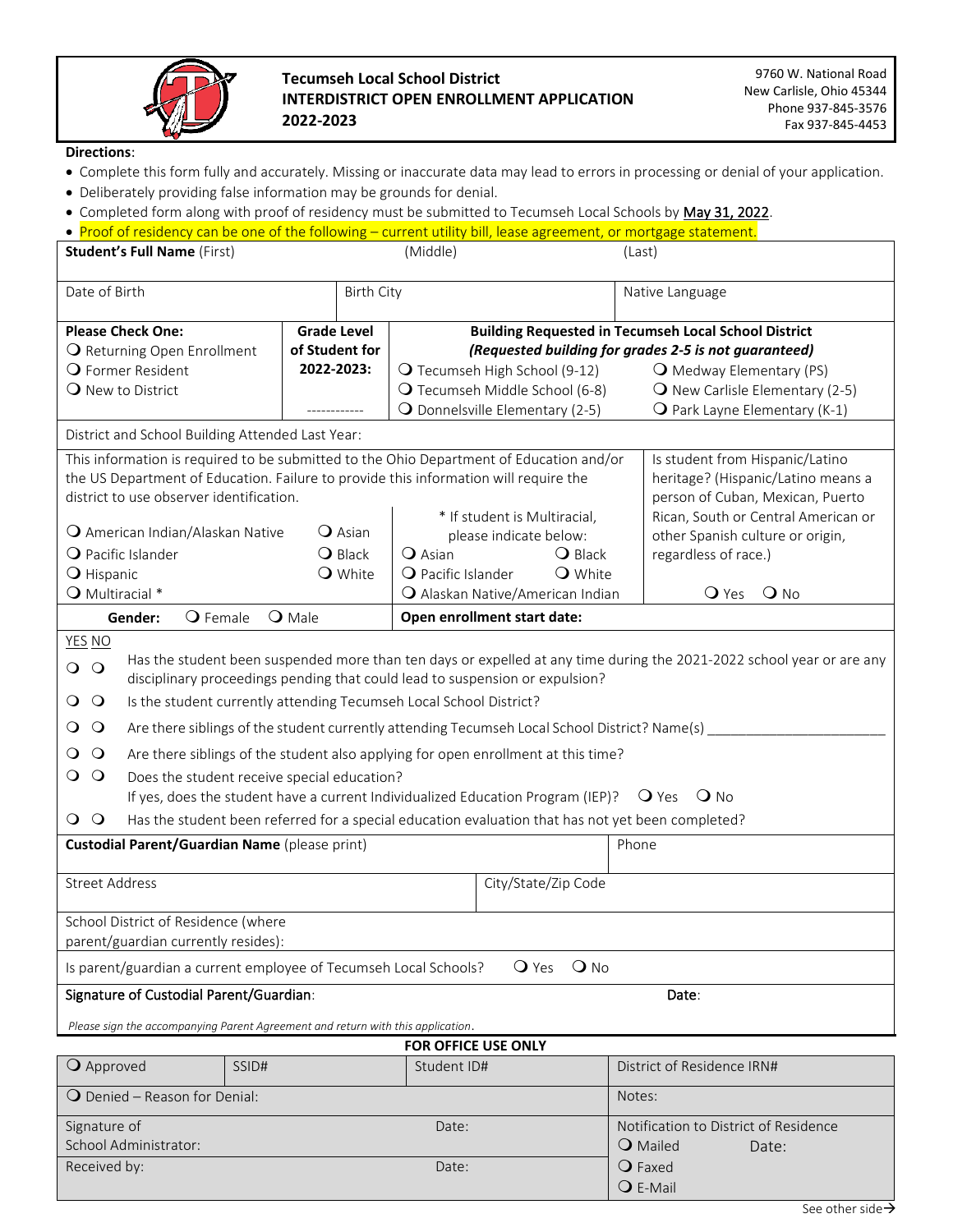# Tecumseh Local School District
## INTERDISTRICT OPEN ENROLLMENT APPLICATION
## 2022-2023

9760 W. National Road
New Carlisle, Ohio 45344
Phone 937-845-3576
Fax 937-845-4453

**Directions**:

- Complete this form fully and accurately. Missing or inaccurate data may lead to errors in processing or denial of your application.
- Deliberately providing false information may be grounds for denial.
- Completed form along with proof of residency must be submitted to Tecumseh Local Schools by May 31, 2022.
- Proof of residency can be one of the following – current utility bill, lease agreement, or mortgage statement.

| **Student's Full Name** (First) | (Middle) | (Last) |
|---|---|---|
| | | |

| Date of Birth | Birth City | Native Language |
|---|---|---|
| | | |

| **Please Check One:** | **Grade Level of Student for 2022-2023:** | **Building Requested in Tecumseh Local School District** *(Requested building for grades 2-5 is not guaranteed)* | |
|---|---|---|---|
| ❍ Returning Open Enrollment | | ❍ Tecumseh High School (9-12) | ❍ Medway Elementary (PS) |
| ❍ Former Resident | | ❍ Tecumseh Middle School (6-8) | ❍ New Carlisle Elementary (2-5) |
| ❍ New to District | ------------ | ❍ Donnelsville Elementary (2-5) | ❍ Park Layne Elementary (K-1) |

District and School Building Attended Last Year:

This information is required to be submitted to the Ohio Department of Education and/or the US Department of Education. Failure to provide this information will require the district to use observer identification.

| | | * If student is Multiracial, please indicate below: | | Is student from Hispanic/Latino heritage? (Hispanic/Latino means a person of Cuban, Mexican, Puerto Rican, South or Central American or other Spanish culture or origin, regardless of race.) |
|---|---|---|---|---|
| ❍ American Indian/Alaskan Native | ❍ Asian | | | |
| ❍ Pacific Islander | ❍ Black | ❍ Asian | ❍ Black | |
| ❍ Hispanic | ❍ White | ❍ Pacific Islander | ❍ White | |
| ❍ Multiracial * | | ❍ Alaskan Native/American Indian | | ❍ Yes ❍ No |

**Gender:** ❍ Female ❍ Male | **Open enrollment start date:**

| YES | NO | |
|---|---|---|
| ❍ | ❍ | Has the student been suspended more than ten days or expelled at any time during the 2021-2022 school year or are any disciplinary proceedings pending that could lead to suspension or expulsion? |
| ❍ | ❍ | Is the student currently attending Tecumseh Local School District? |
| ❍ | ❍ | Are there siblings of the student currently attending Tecumseh Local School District? Name(s) ______________________ |
| ❍ | ❍ | Are there siblings of the student also applying for open enrollment at this time? |
| ❍ | ❍ | Does the student receive special education? If yes, does the student have a current Individualized Education Program (IEP)? ❍ Yes ❍ No |
| ❍ | ❍ | Has the student been referred for a special education evaluation that has not yet been completed? |

| **Custodial Parent/Guardian Name** (please print) | Phone |
|---|---|
| | |

| Street Address | City/State/Zip Code |
|---|---|
| | |

School District of Residence (where parent/guardian currently resides):

Is parent/guardian a current employee of Tecumseh Local Schools? ❍ Yes ❍ No

**Signature of Custodial Parent/Guardian**: **Date**:

*Please sign the accompanying Parent Agreement and return with this application.*

**FOR OFFICE USE ONLY**

| ❍ Approved | SSID# | Student ID# | District of Residence IRN# |
|---|---|---|---|
| ❍ Denied – Reason for Denial: | | | Notes: |
| Signature of School Administrator: | | Date: | Notification to District of Residence<br>❍ Mailed Date: |
| Received by: | | Date: | ❍ Faxed<br>❍ E-Mail |

See other side→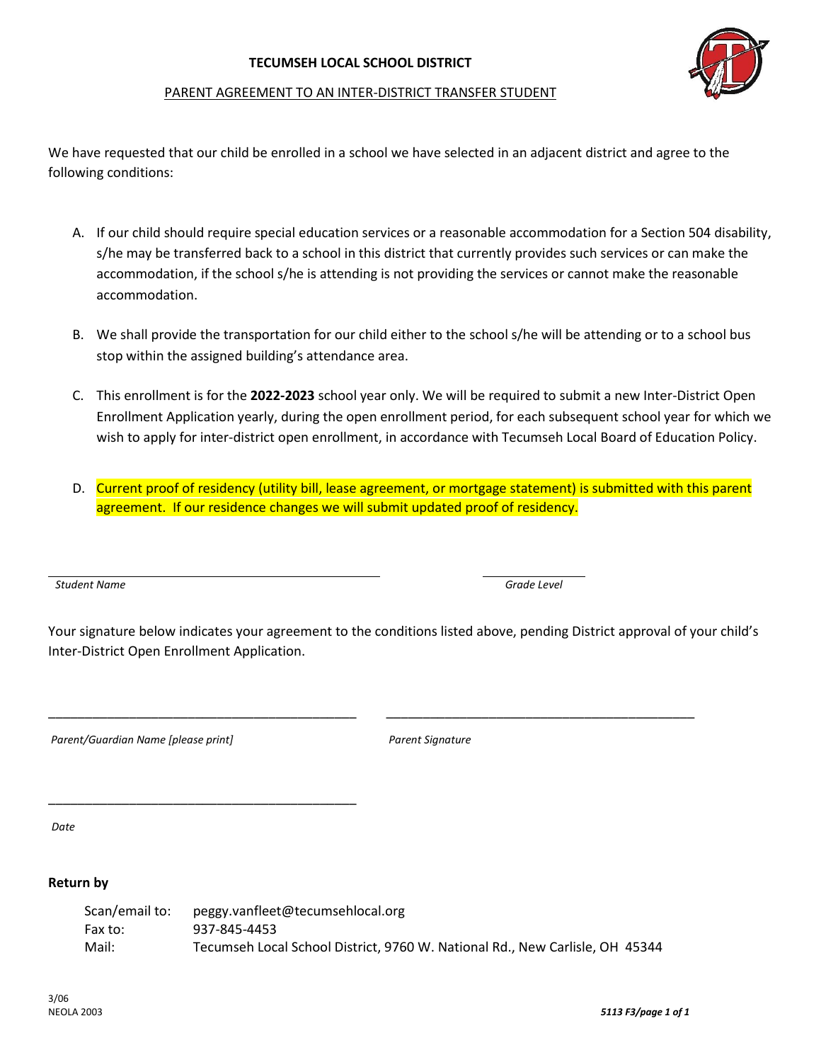**TECUMSEH LOCAL SCHOOL DISTRICT**

PARENT AGREEMENT TO AN INTER-DISTRICT TRANSFER STUDENT

We have requested that our child be enrolled in a school we have selected in an adjacent district and agree to the following conditions:

A. If our child should require special education services or a reasonable accommodation for a Section 504 disability, s/he may be transferred back to a school in this district that currently provides such services or can make the accommodation, if the school s/he is attending is not providing the services or cannot make the reasonable accommodation.

B. We shall provide the transportation for our child either to the school s/he will be attending or to a school bus stop within the assigned building's attendance area.

C. This enrollment is for the **2022-2023** school year only. We will be required to submit a new Inter-District Open Enrollment Application yearly, during the open enrollment period, for each subsequent school year for which we wish to apply for inter-district open enrollment, in accordance with Tecumseh Local Board of Education Policy.

D. Current proof of residency (utility bill, lease agreement, or mortgage statement) is submitted with this parent agreement. If our residence changes we will submit updated proof of residency.

_______________________________________ _______________

*Student Name* *Grade Level*

Your signature below indicates your agreement to the conditions listed above, pending District approval of your child's Inter-District Open Enrollment Application.

_____________________________________________ _____________________________________________

*Parent/Guardian Name [please print]* *Parent Signature*

_____________________________________________

*Date*

**Return by**

Scan/email to: peggy.vanfleet@tecumsehlocal.org
Fax to: 937-845-4453
Mail: Tecumseh Local School District, 9760 W. National Rd., New Carlisle, OH 45344

3/06
NEOLA 2003

*5113 F3/page 1 of 1*